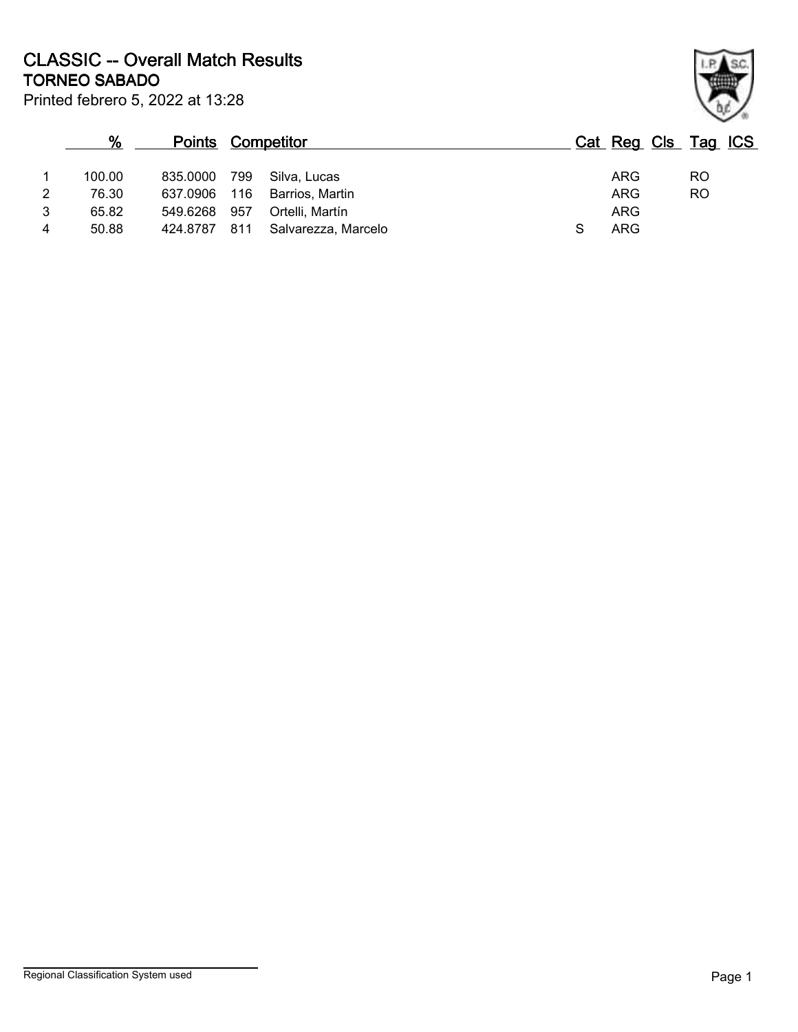# CLASSIC -- Overall Match Results

## TORNEO SABADO

Printed febrero 5, 2022 at 13:28

| | % | Points | Competitor | | Cat | Reg | Cls | Tag | ICS |
|---|---|---|---|---|---|---|---|---|---|
| 1 | 100.00 | 835.0000 | 799 | Silva, Lucas | | ARG | | RO | |
| 2 | 76.30 | 637.0906 | 116 | Barrios, Martin | | ARG | | RO | |
| 3 | 65.82 | 549.6268 | 957 | Ortelli, Martín | | ARG | | | |
| 4 | 50.88 | 424.8787 | 811 | Salvarezza, Marcelo | S | ARG | | | |

Regional Classification System used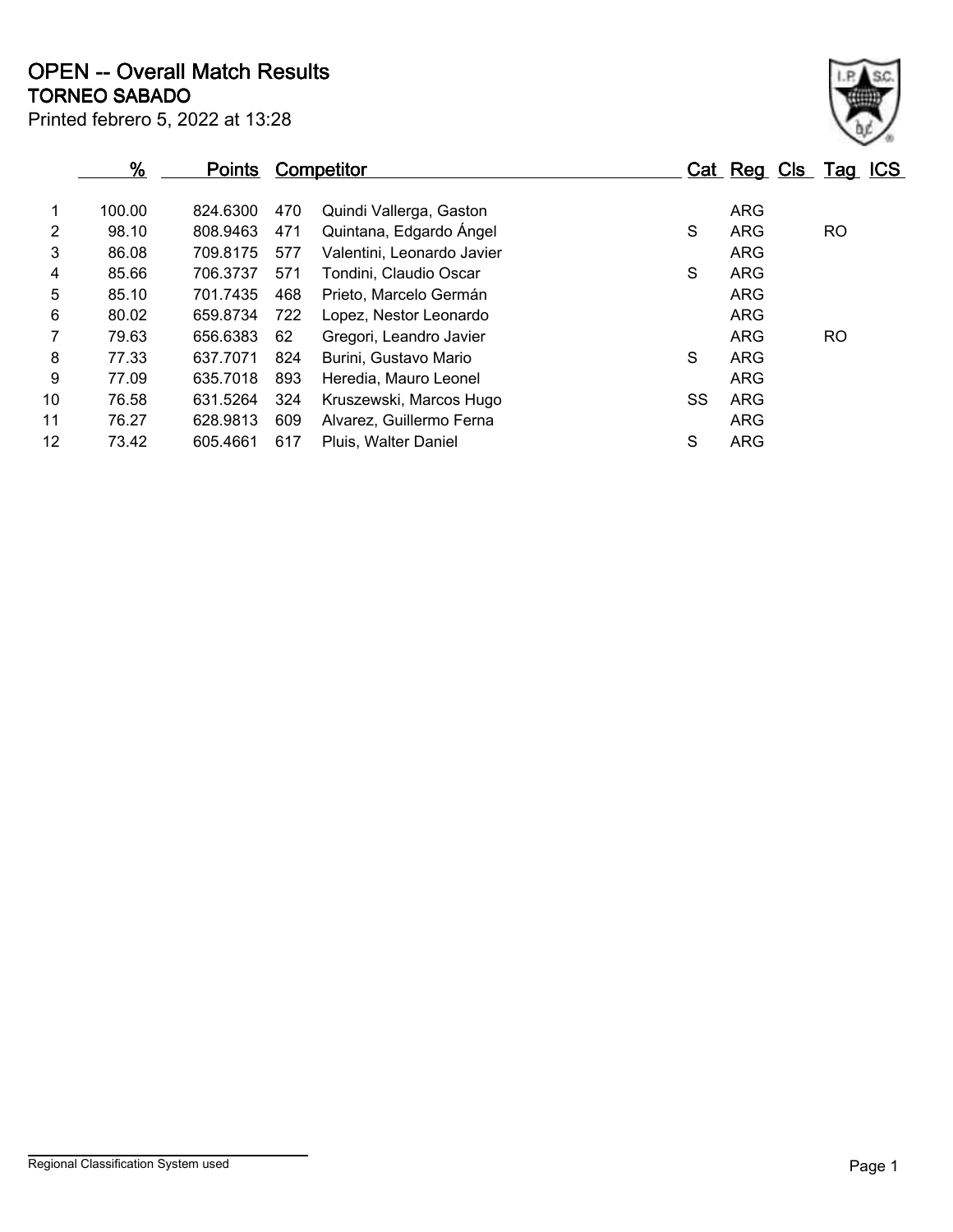# OPEN -- Overall Match Results

## TORNEO SABADO

Printed febrero 5, 2022 at 13:28

| | % | Points | Competitor | | Cat | Reg | Cls | Tag | ICS |
|---|---|---|---|---|---|---|---|---|---|
| 1 | 100.00 | 824.6300 | 470 | Quindi Vallerga, Gaston | | ARG | | | |
| 2 | 98.10 | 808.9463 | 471 | Quintana, Edgardo Ángel | S | ARG | | RO | |
| 3 | 86.08 | 709.8175 | 577 | Valentini, Leonardo Javier | | ARG | | | |
| 4 | 85.66 | 706.3737 | 571 | Tondini, Claudio Oscar | S | ARG | | | |
| 5 | 85.10 | 701.7435 | 468 | Prieto, Marcelo Germán | | ARG | | | |
| 6 | 80.02 | 659.8734 | 722 | Lopez, Nestor Leonardo | | ARG | | | |
| 7 | 79.63 | 656.6383 | 62 | Gregori, Leandro Javier | | ARG | | RO | |
| 8 | 77.33 | 637.7071 | 824 | Burini, Gustavo Mario | S | ARG | | | |
| 9 | 77.09 | 635.7018 | 893 | Heredia, Mauro Leonel | | ARG | | | |
| 10 | 76.58 | 631.5264 | 324 | Kruszewski, Marcos Hugo | SS | ARG | | | |
| 11 | 76.27 | 628.9813 | 609 | Alvarez, Guillermo Ferna | | ARG | | | |
| 12 | 73.42 | 605.4661 | 617 | Pluis, Walter Daniel | S | ARG | | | |

Regional Classification System used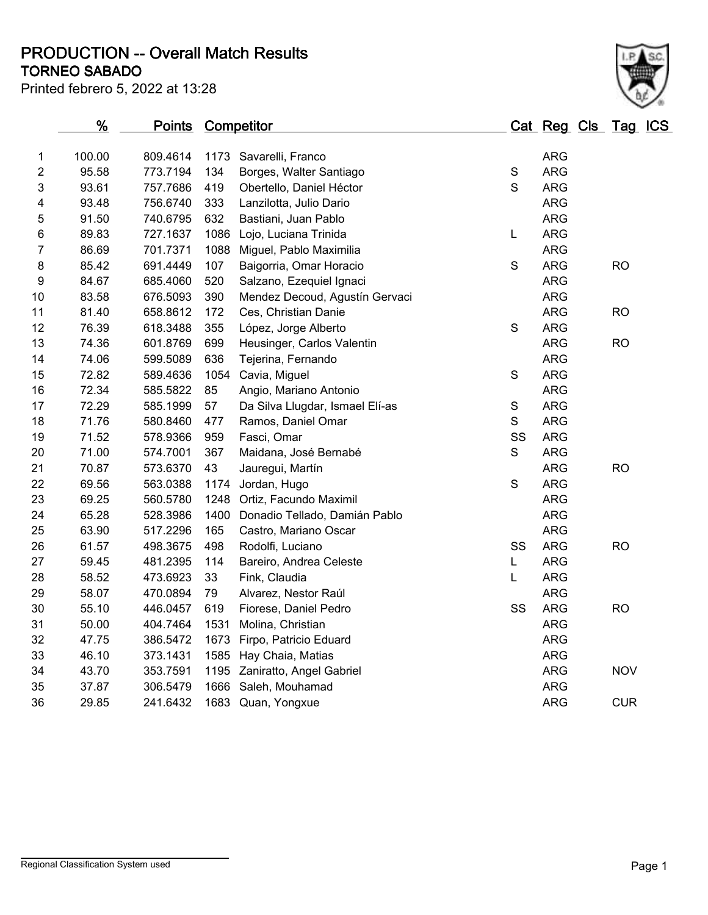# PRODUCTION -- Overall Match Results

## TORNEO SABADO

Printed febrero 5, 2022 at 13:28

| | % | Points | Competitor | | Cat | Reg | Cls | Tag | ICS |
|---|---|---|---|---|---|---|---|---|---|
| 1 | 100.00 | 809.4614 | 1173 | Savarelli, Franco | | ARG | | | |
| 2 | 95.58 | 773.7194 | 134 | Borges, Walter Santiago | S | ARG | | | |
| 3 | 93.61 | 757.7686 | 419 | Obertello, Daniel Héctor | S | ARG | | | |
| 4 | 93.48 | 756.6740 | 333 | Lanzilotta, Julio Dario | | ARG | | | |
| 5 | 91.50 | 740.6795 | 632 | Bastiani, Juan Pablo | | ARG | | | |
| 6 | 89.83 | 727.1637 | 1086 | Lojo, Luciana Trinida | L | ARG | | | |
| 7 | 86.69 | 701.7371 | 1088 | Miguel, Pablo Maximilia | | ARG | | | |
| 8 | 85.42 | 691.4449 | 107 | Baigorria, Omar Horacio | S | ARG | | RO | |
| 9 | 84.67 | 685.4060 | 520 | Salzano, Ezequiel Ignaci | | ARG | | | |
| 10 | 83.58 | 676.5093 | 390 | Mendez Decoud, Agustín Gervaci | | ARG | | | |
| 11 | 81.40 | 658.8612 | 172 | Ces, Christian Danie | | ARG | | RO | |
| 12 | 76.39 | 618.3488 | 355 | López, Jorge Alberto | S | ARG | | | |
| 13 | 74.36 | 601.8769 | 699 | Heusinger, Carlos Valentin | | ARG | | RO | |
| 14 | 74.06 | 599.5089 | 636 | Tejerina, Fernando | | ARG | | | |
| 15 | 72.82 | 589.4636 | 1054 | Cavia, Miguel | S | ARG | | | |
| 16 | 72.34 | 585.5822 | 85 | Angio, Mariano Antonio | | ARG | | | |
| 17 | 72.29 | 585.1999 | 57 | Da Silva Llugdar, Ismael Elí-as | S | ARG | | | |
| 18 | 71.76 | 580.8460 | 477 | Ramos, Daniel Omar | S | ARG | | | |
| 19 | 71.52 | 578.9366 | 959 | Fasci, Omar | SS | ARG | | | |
| 20 | 71.00 | 574.7001 | 367 | Maidana, José Bernabé | S | ARG | | | |
| 21 | 70.87 | 573.6370 | 43 | Jauregui, Martín | | ARG | | RO | |
| 22 | 69.56 | 563.0388 | 1174 | Jordan, Hugo | S | ARG | | | |
| 23 | 69.25 | 560.5780 | 1248 | Ortiz, Facundo Maximil | | ARG | | | |
| 24 | 65.28 | 528.3986 | 1400 | Donadio Tellado, Damián Pablo | | ARG | | | |
| 25 | 63.90 | 517.2296 | 165 | Castro, Mariano Oscar | | ARG | | | |
| 26 | 61.57 | 498.3675 | 498 | Rodolfi, Luciano | SS | ARG | | RO | |
| 27 | 59.45 | 481.2395 | 114 | Bareiro, Andrea Celeste | L | ARG | | | |
| 28 | 58.52 | 473.6923 | 33 | Fink, Claudia | L | ARG | | | |
| 29 | 58.07 | 470.0894 | 79 | Alvarez, Nestor Raúl | | ARG | | | |
| 30 | 55.10 | 446.0457 | 619 | Fiorese, Daniel Pedro | SS | ARG | | RO | |
| 31 | 50.00 | 404.7464 | 1531 | Molina, Christian | | ARG | | | |
| 32 | 47.75 | 386.5472 | 1673 | Firpo, Patricio Eduard | | ARG | | | |
| 33 | 46.10 | 373.1431 | 1585 | Hay Chaia, Matias | | ARG | | | |
| 34 | 43.70 | 353.7591 | 1195 | Zaniratto, Angel Gabriel | | ARG | | NOV | |
| 35 | 37.87 | 306.5479 | 1666 | Saleh, Mouhamad | | ARG | | | |
| 36 | 29.85 | 241.6432 | 1683 | Quan, Yongxue | | ARG | | CUR | |

Regional Classification System used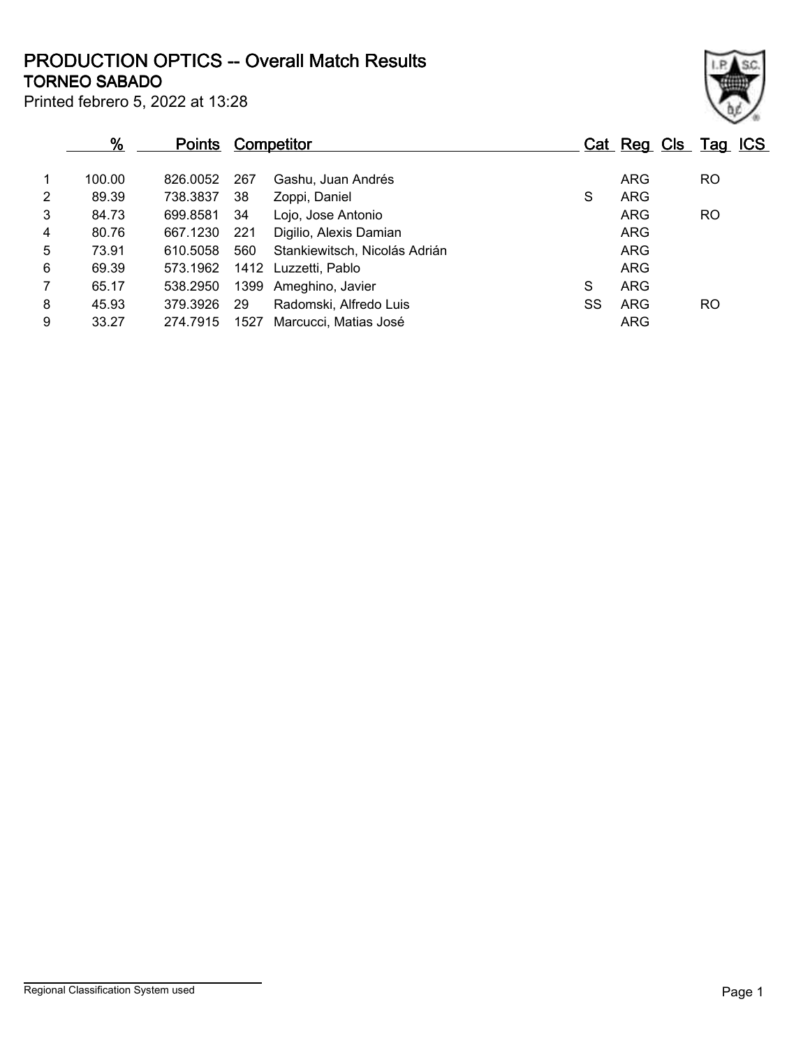# PRODUCTION OPTICS -- Overall Match Results

## TORNEO SABADO

Printed febrero 5, 2022 at 13:28

| | % | Points | Competitor | | Cat | Reg | Cls | Tag | ICS |
|---|---|---|---|---|---|---|---|---|---|
| 1 | 100.00 | 826.0052 | 267 | Gashu, Juan Andrés | | ARG | | RO | |
| 2 | 89.39 | 738.3837 | 38 | Zoppi, Daniel | S | ARG | | | |
| 3 | 84.73 | 699.8581 | 34 | Lojo, Jose Antonio | | ARG | | RO | |
| 4 | 80.76 | 667.1230 | 221 | Digilio, Alexis Damian | | ARG | | | |
| 5 | 73.91 | 610.5058 | 560 | Stankiewitsch, Nicolás Adrián | | ARG | | | |
| 6 | 69.39 | 573.1962 | 1412 | Luzzetti, Pablo | | ARG | | | |
| 7 | 65.17 | 538.2950 | 1399 | Ameghino, Javier | S | ARG | | | |
| 8 | 45.93 | 379.3926 | 29 | Radomski, Alfredo Luis | SS | ARG | | RO | |
| 9 | 33.27 | 274.7915 | 1527 | Marcucci, Matias José | | ARG | | | |

Regional Classification System used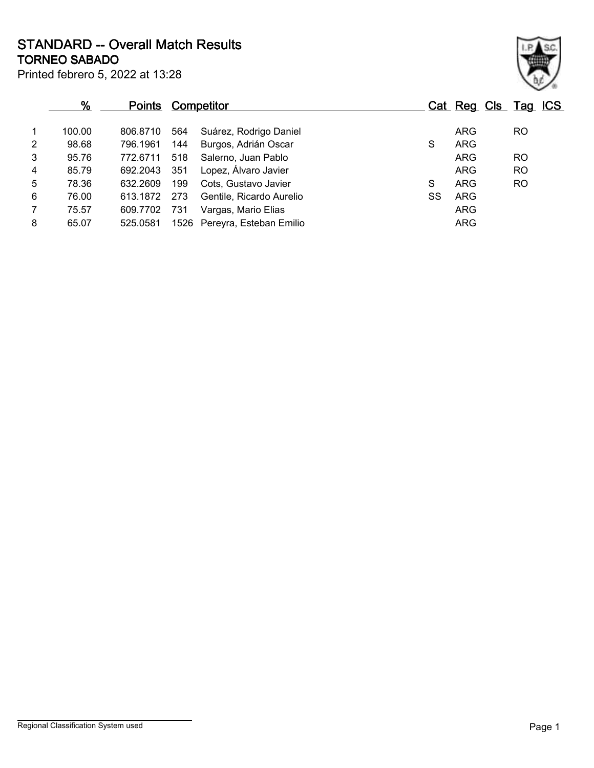# STANDARD -- Overall Match Results

## TORNEO SABADO

Printed febrero 5, 2022 at 13:28

| | % | Points | Competitor | | Cat | Reg | Cls | Tag | ICS |
|---|---|---|---|---|---|---|---|---|---|
| 1 | 100.00 | 806.8710 | 564 | Suárez, Rodrigo Daniel | | ARG | | RO | |
| 2 | 98.68 | 796.1961 | 144 | Burgos, Adrián Oscar | S | ARG | | | |
| 3 | 95.76 | 772.6711 | 518 | Salerno, Juan Pablo | | ARG | | RO | |
| 4 | 85.79 | 692.2043 | 351 | Lopez, Álvaro Javier | | ARG | | RO | |
| 5 | 78.36 | 632.2609 | 199 | Cots, Gustavo Javier | S | ARG | | RO | |
| 6 | 76.00 | 613.1872 | 273 | Gentile, Ricardo Aurelio | SS | ARG | | | |
| 7 | 75.57 | 609.7702 | 731 | Vargas, Mario Elias | | ARG | | | |
| 8 | 65.07 | 525.0581 | 1526 | Pereyra, Esteban Emilio | | ARG | | | |

Regional Classification System used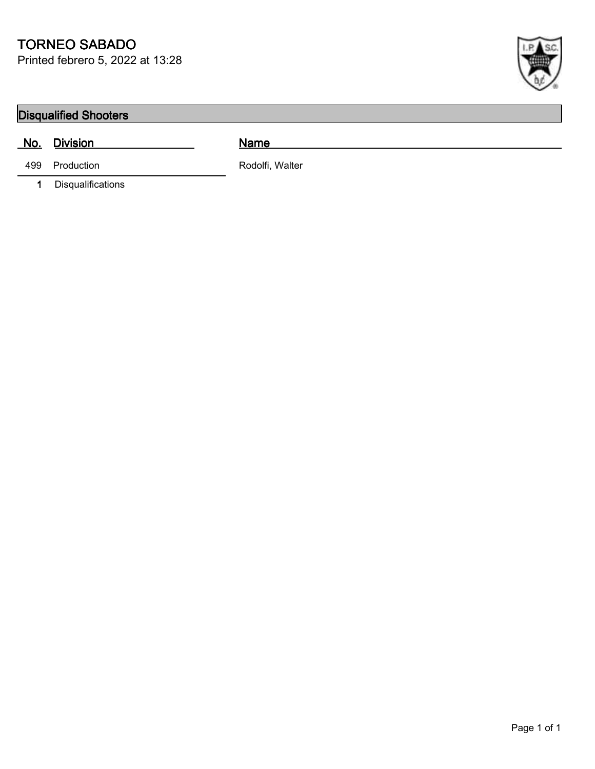# TORNEO SABADO

Printed febrero 5, 2022 at 13:28

## Disqualified Shooters

| No. | Division | Name |
|---|---|---|
| 499 | Production | Rodolfi, Walter |

1 Disqualifications